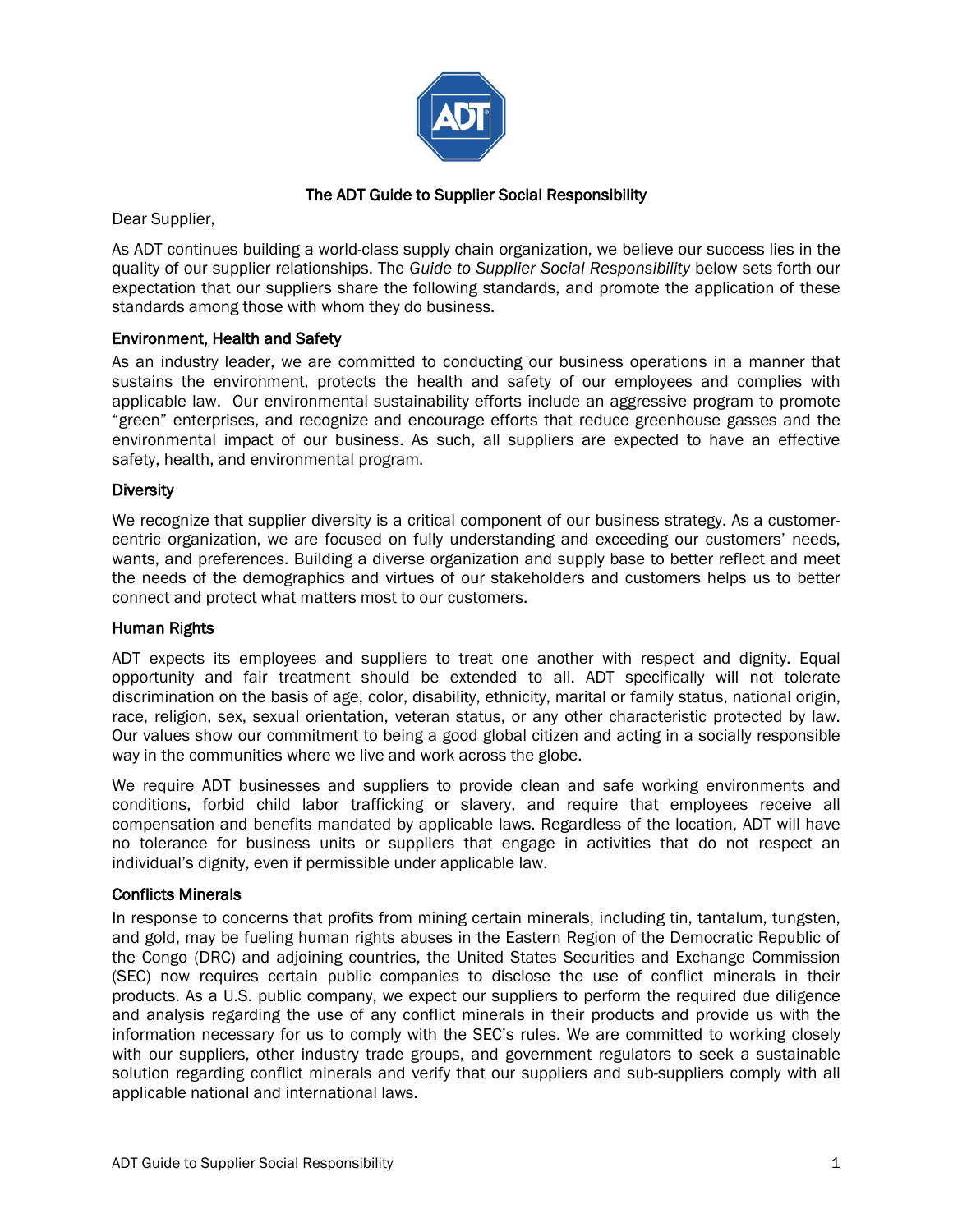# The ADT Guide to Supplier Social Responsibility

Dear Supplier,

As ADT continues building a world-class supply chain organization, we believe our success lies in the quality of our supplier relationships. The *Guide to Supplier Social Responsibility* below sets forth our expectation that our suppliers share the following standards, and promote the application of these standards among those with whom they do business.

## Environment, Health and Safety

As an industry leader, we are committed to conducting our business operations in a manner that sustains the environment, protects the health and safety of our employees and complies with applicable law. Our environmental sustainability efforts include an aggressive program to promote "green" enterprises, and recognize and encourage efforts that reduce greenhouse gasses and the environmental impact of our business. As such, all suppliers are expected to have an effective safety, health, and environmental program.

## Diversity

We recognize that supplier diversity is a critical component of our business strategy. As a customer-centric organization, we are focused on fully understanding and exceeding our customers' needs, wants, and preferences. Building a diverse organization and supply base to better reflect and meet the needs of the demographics and virtues of our stakeholders and customers helps us to better connect and protect what matters most to our customers.

## Human Rights

ADT expects its employees and suppliers to treat one another with respect and dignity. Equal opportunity and fair treatment should be extended to all. ADT specifically will not tolerate discrimination on the basis of age, color, disability, ethnicity, marital or family status, national origin, race, religion, sex, sexual orientation, veteran status, or any other characteristic protected by law. Our values show our commitment to being a good global citizen and acting in a socially responsible way in the communities where we live and work across the globe.

We require ADT businesses and suppliers to provide clean and safe working environments and conditions, forbid child labor trafficking or slavery, and require that employees receive all compensation and benefits mandated by applicable laws. Regardless of the location, ADT will have no tolerance for business units or suppliers that engage in activities that do not respect an individual's dignity, even if permissible under applicable law.

## Conflicts Minerals

In response to concerns that profits from mining certain minerals, including tin, tantalum, tungsten, and gold, may be fueling human rights abuses in the Eastern Region of the Democratic Republic of the Congo (DRC) and adjoining countries, the United States Securities and Exchange Commission (SEC) now requires certain public companies to disclose the use of conflict minerals in their products. As a U.S. public company, we expect our suppliers to perform the required due diligence and analysis regarding the use of any conflict minerals in their products and provide us with the information necessary for us to comply with the SEC's rules. We are committed to working closely with our suppliers, other industry trade groups, and government regulators to seek a sustainable solution regarding conflict minerals and verify that our suppliers and sub-suppliers comply with all applicable national and international laws.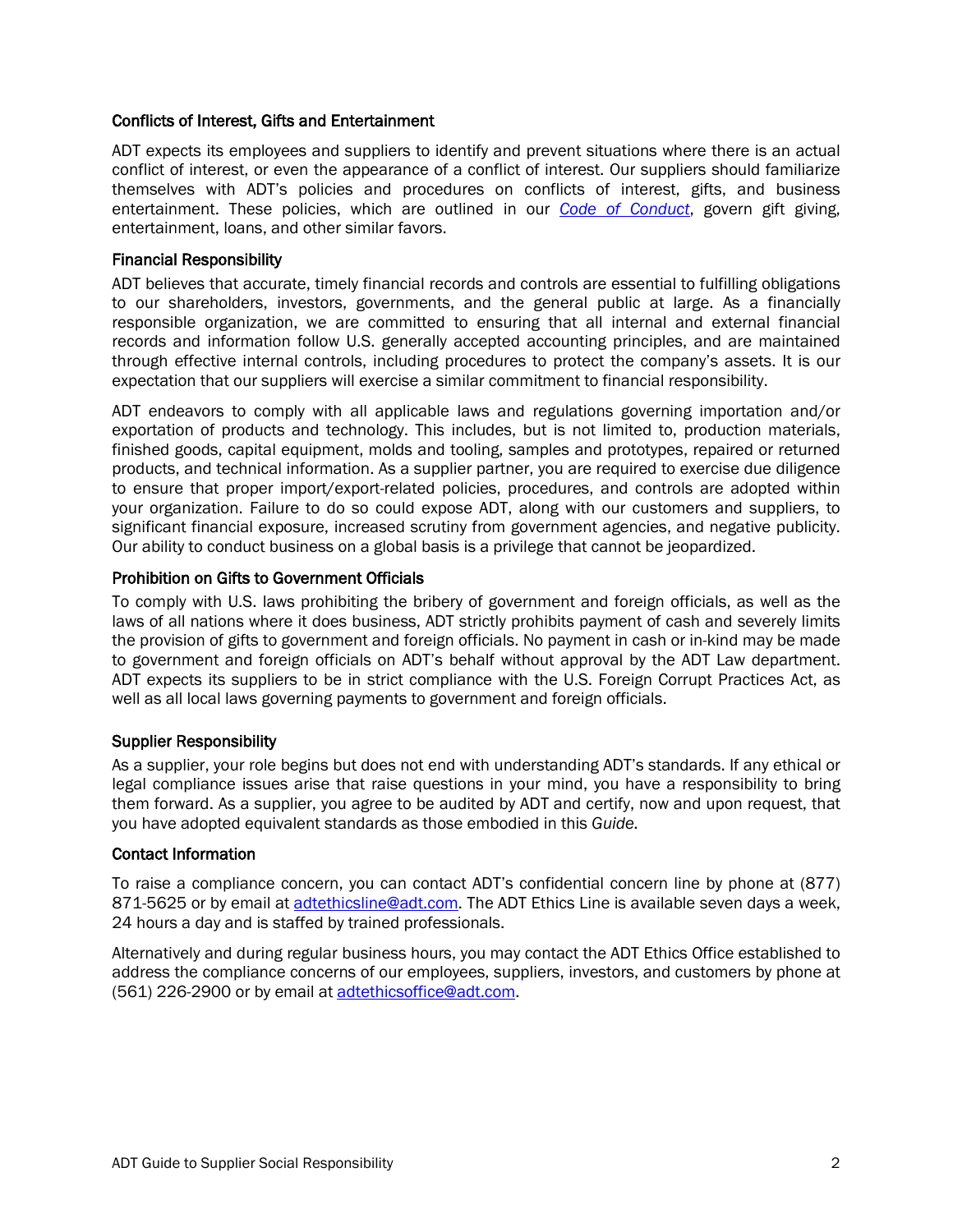### Conflicts of Interest, Gifts and Entertainment

ADT expects its employees and suppliers to identify and prevent situations where there is an actual conflict of interest, or even the appearance of a conflict of interest. Our suppliers should familiarize themselves with ADT's policies and procedures on conflicts of interest, gifts, and business entertainment. These policies, which are outlined in our *Code of Conduct*, govern gift giving, entertainment, loans, and other similar favors.

### Financial Responsibility

ADT believes that accurate, timely financial records and controls are essential to fulfilling obligations to our shareholders, investors, governments, and the general public at large. As a financially responsible organization, we are committed to ensuring that all internal and external financial records and information follow U.S. generally accepted accounting principles, and are maintained through effective internal controls, including procedures to protect the company's assets. It is our expectation that our suppliers will exercise a similar commitment to financial responsibility.

ADT endeavors to comply with all applicable laws and regulations governing importation and/or exportation of products and technology. This includes, but is not limited to, production materials, finished goods, capital equipment, molds and tooling, samples and prototypes, repaired or returned products, and technical information. As a supplier partner, you are required to exercise due diligence to ensure that proper import/export-related policies, procedures, and controls are adopted within your organization. Failure to do so could expose ADT, along with our customers and suppliers, to significant financial exposure, increased scrutiny from government agencies, and negative publicity. Our ability to conduct business on a global basis is a privilege that cannot be jeopardized.

### Prohibition on Gifts to Government Officials

To comply with U.S. laws prohibiting the bribery of government and foreign officials, as well as the laws of all nations where it does business, ADT strictly prohibits payment of cash and severely limits the provision of gifts to government and foreign officials. No payment in cash or in-kind may be made to government and foreign officials on ADT's behalf without approval by the ADT Law department. ADT expects its suppliers to be in strict compliance with the U.S. Foreign Corrupt Practices Act, as well as all local laws governing payments to government and foreign officials.

### Supplier Responsibility

As a supplier, your role begins but does not end with understanding ADT's standards. If any ethical or legal compliance issues arise that raise questions in your mind, you have a responsibility to bring them forward. As a supplier, you agree to be audited by ADT and certify, now and upon request, that you have adopted equivalent standards as those embodied in this *Guide.*

### Contact Information

To raise a compliance concern, you can contact ADT's confidential concern line by phone at (877) 871-5625 or by email at adtethicsline@adt.com. The ADT Ethics Line is available seven days a week, 24 hours a day and is staffed by trained professionals.

Alternatively and during regular business hours, you may contact the ADT Ethics Office established to address the compliance concerns of our employees, suppliers, investors, and customers by phone at (561) 226-2900 or by email at adtethicsoffice@adt.com.